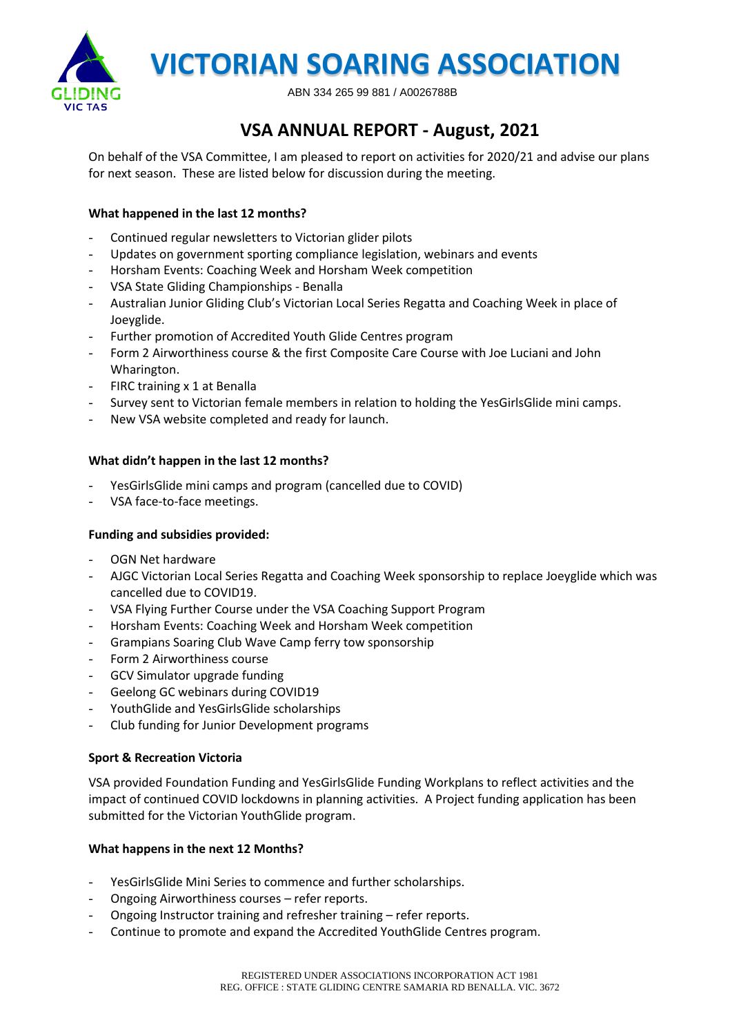# VICTORIAN SOARING ASSOCIATION

ABN 334 265 99 881 / A0026788B

## VSA ANNUAL REPORT - August, 2021

On behalf of the VSA Committee, I am pleased to report on activities for 2020/21 and advise our plans for next season. These are listed below for discussion during the meeting.

**What happened in the last 12 months?**

- Continued regular newsletters to Victorian glider pilots
- Updates on government sporting compliance legislation, webinars and events
- Horsham Events: Coaching Week and Horsham Week competition
- VSA State Gliding Championships - Benalla
- Australian Junior Gliding Club's Victorian Local Series Regatta and Coaching Week in place of Joeyglide.
- Further promotion of Accredited Youth Glide Centres program
- Form 2 Airworthiness course & the first Composite Care Course with Joe Luciani and John Wharington.
- FIRC training x 1 at Benalla
- Survey sent to Victorian female members in relation to holding the YesGirlsGlide mini camps.
- New VSA website completed and ready for launch.

**What didn't happen in the last 12 months?**

- YesGirlsGlide mini camps and program (cancelled due to COVID)
- VSA face-to-face meetings.

**Funding and subsidies provided:**

- OGN Net hardware
- AJGC Victorian Local Series Regatta and Coaching Week sponsorship to replace Joeyglide which was cancelled due to COVID19.
- VSA Flying Further Course under the VSA Coaching Support Program
- Horsham Events: Coaching Week and Horsham Week competition
- Grampians Soaring Club Wave Camp ferry tow sponsorship
- Form 2 Airworthiness course
- GCV Simulator upgrade funding
- Geelong GC webinars during COVID19
- YouthGlide and YesGirlsGlide scholarships
- Club funding for Junior Development programs

**Sport & Recreation Victoria**

VSA provided Foundation Funding and YesGirlsGlide Funding Workplans to reflect activities and the impact of continued COVID lockdowns in planning activities. A Project funding application has been submitted for the Victorian YouthGlide program.

**What happens in the next 12 Months?**

- YesGirlsGlide Mini Series to commence and further scholarships.
- Ongoing Airworthiness courses – refer reports.
- Ongoing Instructor training and refresher training – refer reports.
- Continue to promote and expand the Accredited YouthGlide Centres program.

REGISTERED UNDER ASSOCIATIONS INCORPORATION ACT 1981
REG. OFFICE : STATE GLIDING CENTRE SAMARIA RD BENALLA. VIC. 3672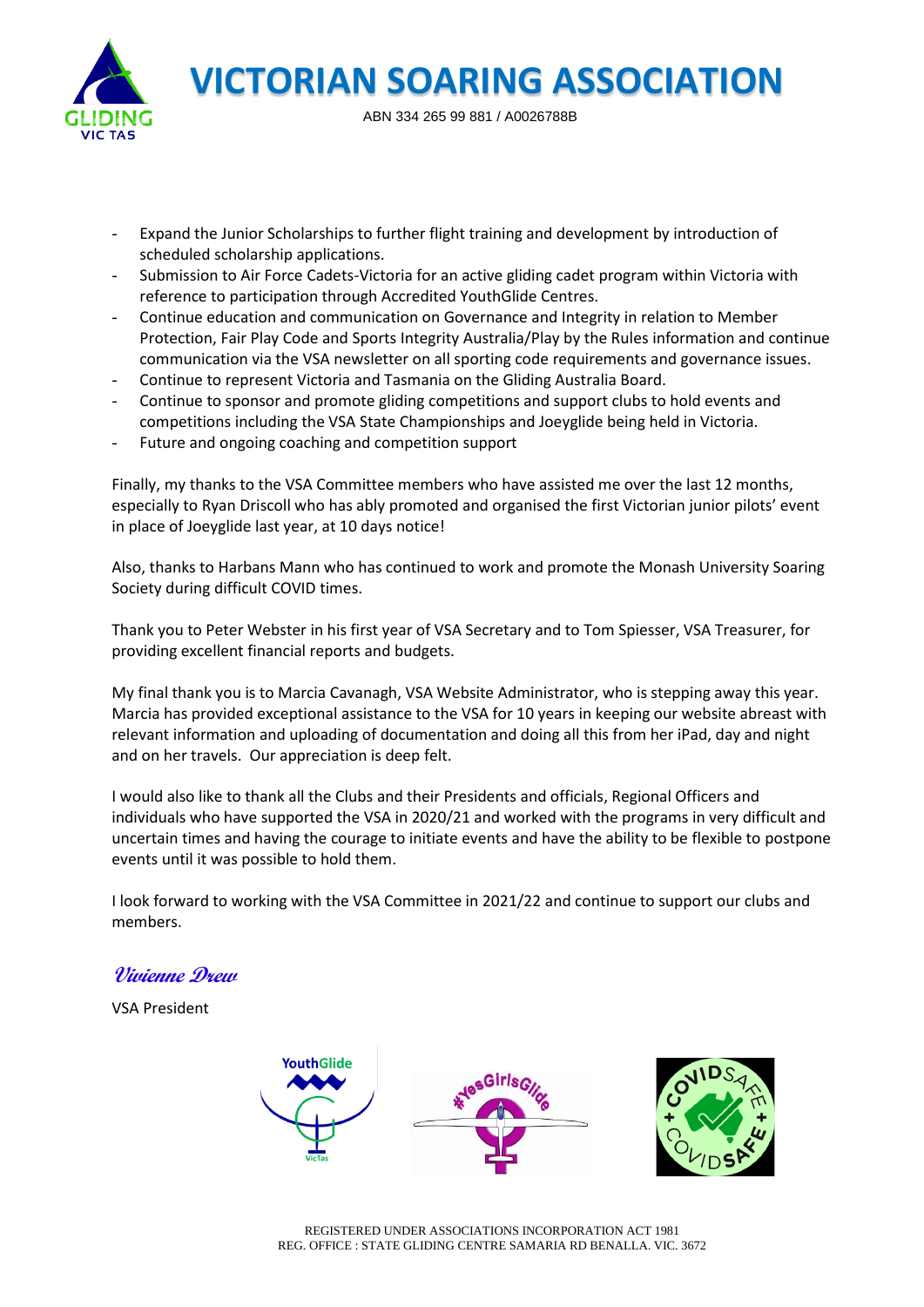- Expand the Junior Scholarships to further flight training and development by introduction of scheduled scholarship applications.
- Submission to Air Force Cadets-Victoria for an active gliding cadet program within Victoria with reference to participation through Accredited YouthGlide Centres.
- Continue education and communication on Governance and Integrity in relation to Member Protection, Fair Play Code and Sports Integrity Australia/Play by the Rules information and continue communication via the VSA newsletter on all sporting code requirements and governance issues.
- Continue to represent Victoria and Tasmania on the Gliding Australia Board.
- Continue to sponsor and promote gliding competitions and support clubs to hold events and competitions including the VSA State Championships and Joeyglide being held in Victoria.
- Future and ongoing coaching and competition support

Finally, my thanks to the VSA Committee members who have assisted me over the last 12 months, especially to Ryan Driscoll who has ably promoted and organised the first Victorian junior pilots' event in place of Joeyglide last year, at 10 days notice!

Also, thanks to Harbans Mann who has continued to work and promote the Monash University Soaring Society during difficult COVID times.

Thank you to Peter Webster in his first year of VSA Secretary and to Tom Spiesser, VSA Treasurer, for providing excellent financial reports and budgets.

My final thank you is to Marcia Cavanagh, VSA Website Administrator, who is stepping away this year. Marcia has provided exceptional assistance to the VSA for 10 years in keeping our website abreast with relevant information and uploading of documentation and doing all this from her iPad, day and night and on her travels. Our appreciation is deep felt.

I would also like to thank all the Clubs and their Presidents and officials, Regional Officers and individuals who have supported the VSA in 2020/21 and worked with the programs in very difficult and uncertain times and having the courage to initiate events and have the ability to be flexible to postpone events until it was possible to hold them.

I look forward to working with the VSA Committee in 2021/22 and continue to support our clubs and members.

*Vivienne Drew*

VSA President